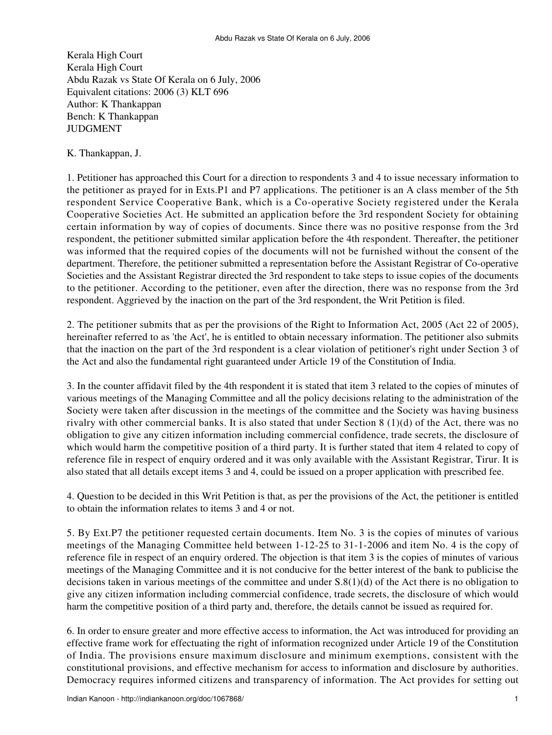Kerala High Court
Kerala High Court
Abdu Razak vs State Of Kerala on 6 July, 2006
Equivalent citations: 2006 (3) KLT 696
Author: K Thankappan
Bench: K Thankappan
JUDGMENT

K. Thankappan, J.

1. Petitioner has approached this Court for a direction to respondents 3 and 4 to issue necessary information to the petitioner as prayed for in Exts.P1 and P7 applications. The petitioner is an A class member of the 5th respondent Service Cooperative Bank, which is a Co-operative Society registered under the Kerala Cooperative Societies Act. He submitted an application before the 3rd respondent Society for obtaining certain information by way of copies of documents. Since there was no positive response from the 3rd respondent, the petitioner submitted similar application before the 4th respondent. Thereafter, the petitioner was informed that the required copies of the documents will not be furnished without the consent of the department. Therefore, the petitioner submitted a representation before the Assistant Registrar of Co-operative Societies and the Assistant Registrar directed the 3rd respondent to take steps to issue copies of the documents to the petitioner. According to the petitioner, even after the direction, there was no response from the 3rd respondent. Aggrieved by the inaction on the part of the 3rd respondent, the Writ Petition is filed.

2. The petitioner submits that as per the provisions of the Right to Information Act, 2005 (Act 22 of 2005), hereinafter referred to as 'the Act', he is entitled to obtain necessary information. The petitioner also submits that the inaction on the part of the 3rd respondent is a clear violation of petitioner's right under Section 3 of the Act and also the fundamental right guaranteed under Article 19 of the Constitution of India.

3. In the counter affidavit filed by the 4th respondent it is stated that item 3 related to the copies of minutes of various meetings of the Managing Committee and all the policy decisions relating to the administration of the Society were taken after discussion in the meetings of the committee and the Society was having business rivalry with other commercial banks. It is also stated that under Section 8 (1)(d) of the Act, there was no obligation to give any citizen information including commercial confidence, trade secrets, the disclosure of which would harm the competitive position of a third party. It is further stated that item 4 related to copy of reference file in respect of enquiry ordered and it was only available with the Assistant Registrar, Tirur. It is also stated that all details except items 3 and 4, could be issued on a proper application with prescribed fee.

4. Question to be decided in this Writ Petition is that, as per the provisions of the Act, the petitioner is entitled to obtain the information relates to items 3 and 4 or not.

5. By Ext.P7 the petitioner requested certain documents. Item No. 3 is the copies of minutes of various meetings of the Managing Committee held between 1-12-25 to 31-1-2006 and item No. 4 is the copy of reference file in respect of an enquiry ordered. The objection is that item 3 is the copies of minutes of various meetings of the Managing Committee and it is not conducive for the better interest of the bank to publicise the decisions taken in various meetings of the committee and under S.8(1)(d) of the Act there is no obligation to give any citizen information including commercial confidence, trade secrets, the disclosure of which would harm the competitive position of a third party and, therefore, the details cannot be issued as required for.

6. In order to ensure greater and more effective access to information, the Act was introduced for providing an effective frame work for effectuating the right of information recognized under Article 19 of the Constitution of India. The provisions ensure maximum disclosure and minimum exemptions, consistent with the constitutional provisions, and effective mechanism for access to information and disclosure by authorities. Democracy requires informed citizens and transparency of information. The Act provides for setting out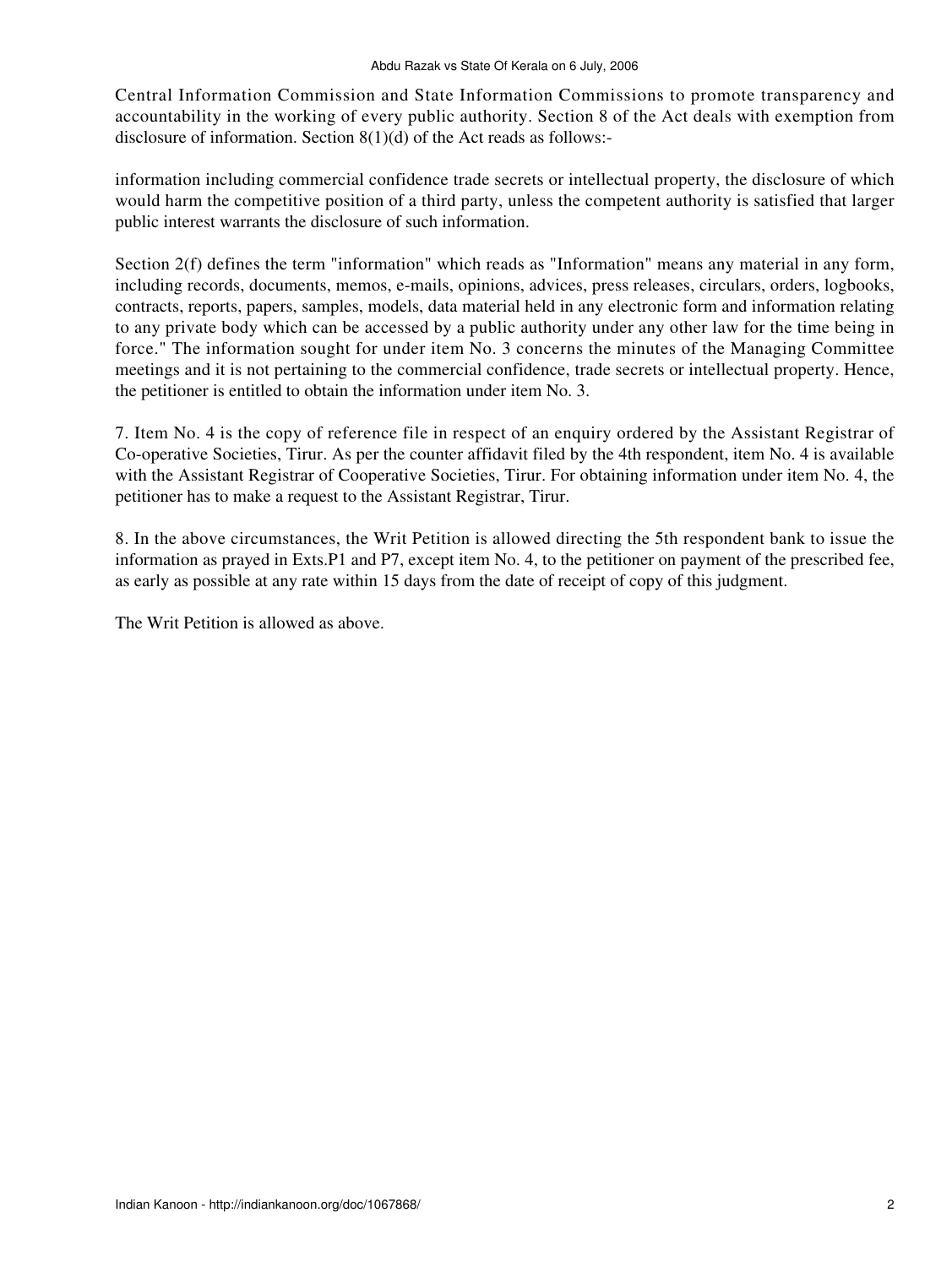Central Information Commission and State Information Commissions to promote transparency and accountability in the working of every public authority. Section 8 of the Act deals with exemption from disclosure of information. Section 8(1)(d) of the Act reads as follows:-

information including commercial confidence trade secrets or intellectual property, the disclosure of which would harm the competitive position of a third party, unless the competent authority is satisfied that larger public interest warrants the disclosure of such information.

Section 2(f) defines the term "information" which reads as "Information" means any material in any form, including records, documents, memos, e-mails, opinions, advices, press releases, circulars, orders, logbooks, contracts, reports, papers, samples, models, data material held in any electronic form and information relating to any private body which can be accessed by a public authority under any other law for the time being in force." The information sought for under item No. 3 concerns the minutes of the Managing Committee meetings and it is not pertaining to the commercial confidence, trade secrets or intellectual property. Hence, the petitioner is entitled to obtain the information under item No. 3.

7. Item No. 4 is the copy of reference file in respect of an enquiry ordered by the Assistant Registrar of Co-operative Societies, Tirur. As per the counter affidavit filed by the 4th respondent, item No. 4 is available with the Assistant Registrar of Cooperative Societies, Tirur. For obtaining information under item No. 4, the petitioner has to make a request to the Assistant Registrar, Tirur.

8. In the above circumstances, the Writ Petition is allowed directing the 5th respondent bank to issue the information as prayed in Exts.P1 and P7, except item No. 4, to the petitioner on payment of the prescribed fee, as early as possible at any rate within 15 days from the date of receipt of copy of this judgment.

The Writ Petition is allowed as above.